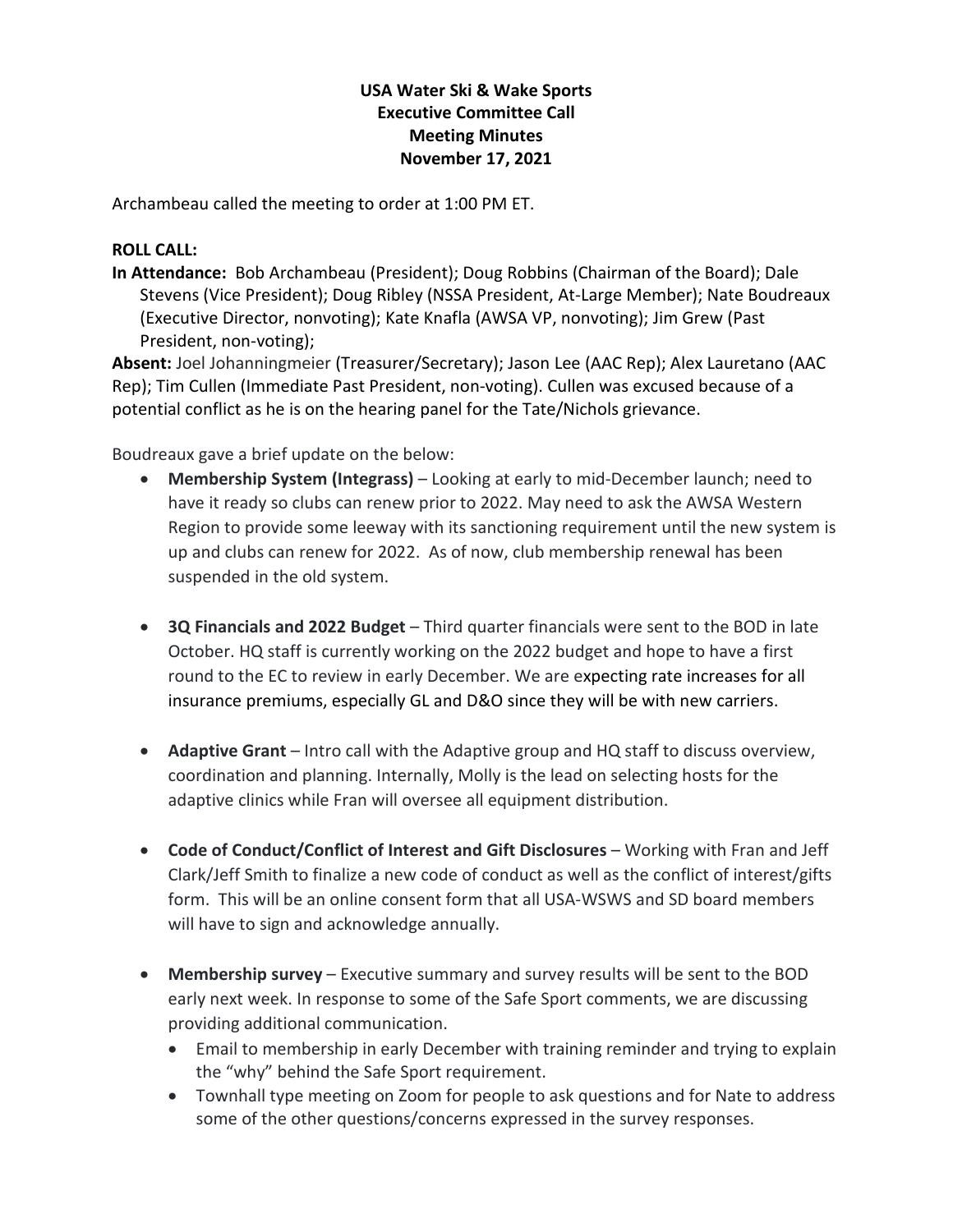**USA Water Ski & Wake Sports**
**Executive Committee Call**
**Meeting Minutes**
**November 17, 2021**

Archambeau called the meeting to order at 1:00 PM ET.

**ROLL CALL:**

**In Attendance:** Bob Archambeau (President); Doug Robbins (Chairman of the Board); Dale Stevens (Vice President); Doug Ribley (NSSA President, At-Large Member); Nate Boudreaux (Executive Director, nonvoting); Kate Knafla (AWSA VP, nonvoting); Jim Grew (Past President, non-voting);

**Absent:** Joel Johanningmeier (Treasurer/Secretary); Jason Lee (AAC Rep); Alex Lauretano (AAC Rep); Tim Cullen (Immediate Past President, non-voting). Cullen was excused because of a potential conflict as he is on the hearing panel for the Tate/Nichols grievance.

Boudreaux gave a brief update on the below:

- **Membership System (Integrass)** – Looking at early to mid-December launch; need to have it ready so clubs can renew prior to 2022. May need to ask the AWSA Western Region to provide some leeway with its sanctioning requirement until the new system is up and clubs can renew for 2022. As of now, club membership renewal has been suspended in the old system.

- **3Q Financials and 2022 Budget** – Third quarter financials were sent to the BOD in late October. HQ staff is currently working on the 2022 budget and hope to have a first round to the EC to review in early December. We are expecting rate increases for all insurance premiums, especially GL and D&O since they will be with new carriers.

- **Adaptive Grant** – Intro call with the Adaptive group and HQ staff to discuss overview, coordination and planning. Internally, Molly is the lead on selecting hosts for the adaptive clinics while Fran will oversee all equipment distribution.

- **Code of Conduct/Conflict of Interest and Gift Disclosures** – Working with Fran and Jeff Clark/Jeff Smith to finalize a new code of conduct as well as the conflict of interest/gifts form. This will be an online consent form that all USA-WSWS and SD board members will have to sign and acknowledge annually.

- **Membership survey** – Executive summary and survey results will be sent to the BOD early next week. In response to some of the Safe Sport comments, we are discussing providing additional communication.
  - Email to membership in early December with training reminder and trying to explain the "why" behind the Safe Sport requirement.
  - Townhall type meeting on Zoom for people to ask questions and for Nate to address some of the other questions/concerns expressed in the survey responses.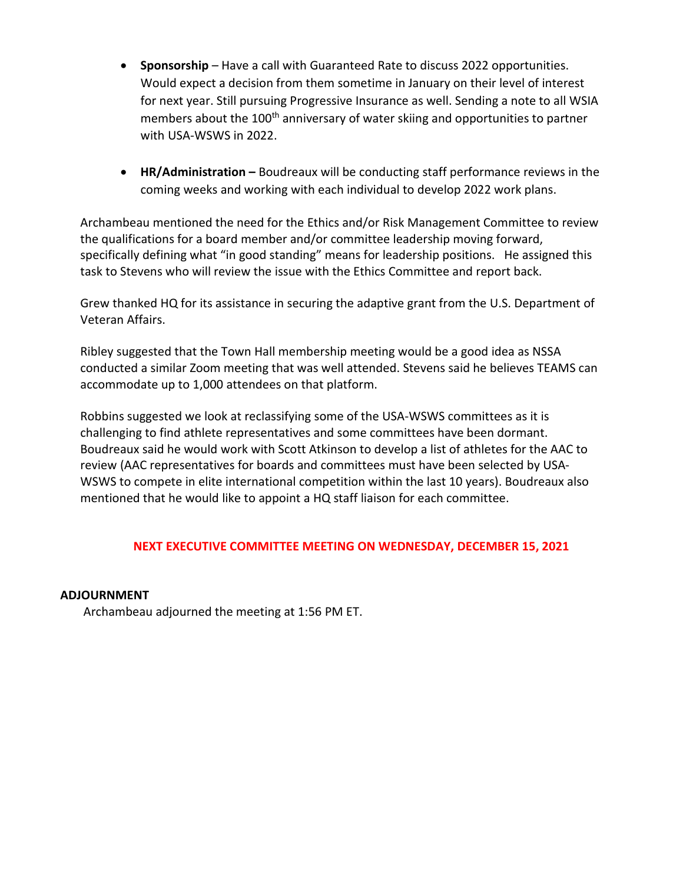- **Sponsorship** – Have a call with Guaranteed Rate to discuss 2022 opportunities. Would expect a decision from them sometime in January on their level of interest for next year. Still pursuing Progressive Insurance as well. Sending a note to all WSIA members about the 100th anniversary of water skiing and opportunities to partner with USA-WSWS in 2022.

- **HR/Administration –** Boudreaux will be conducting staff performance reviews in the coming weeks and working with each individual to develop 2022 work plans.

Archambeau mentioned the need for the Ethics and/or Risk Management Committee to review the qualifications for a board member and/or committee leadership moving forward, specifically defining what "in good standing" means for leadership positions. He assigned this task to Stevens who will review the issue with the Ethics Committee and report back.

Grew thanked HQ for its assistance in securing the adaptive grant from the U.S. Department of Veteran Affairs.

Ribley suggested that the Town Hall membership meeting would be a good idea as NSSA conducted a similar Zoom meeting that was well attended. Stevens said he believes TEAMS can accommodate up to 1,000 attendees on that platform.

Robbins suggested we look at reclassifying some of the USA-WSWS committees as it is challenging to find athlete representatives and some committees have been dormant. Boudreaux said he would work with Scott Atkinson to develop a list of athletes for the AAC to review (AAC representatives for boards and committees must have been selected by USA-WSWS to compete in elite international competition within the last 10 years). Boudreaux also mentioned that he would like to appoint a HQ staff liaison for each committee.

**NEXT EXECUTIVE COMMITTEE MEETING ON WEDNESDAY, DECEMBER 15, 2021**

**ADJOURNMENT**

Archambeau adjourned the meeting at 1:56 PM ET.